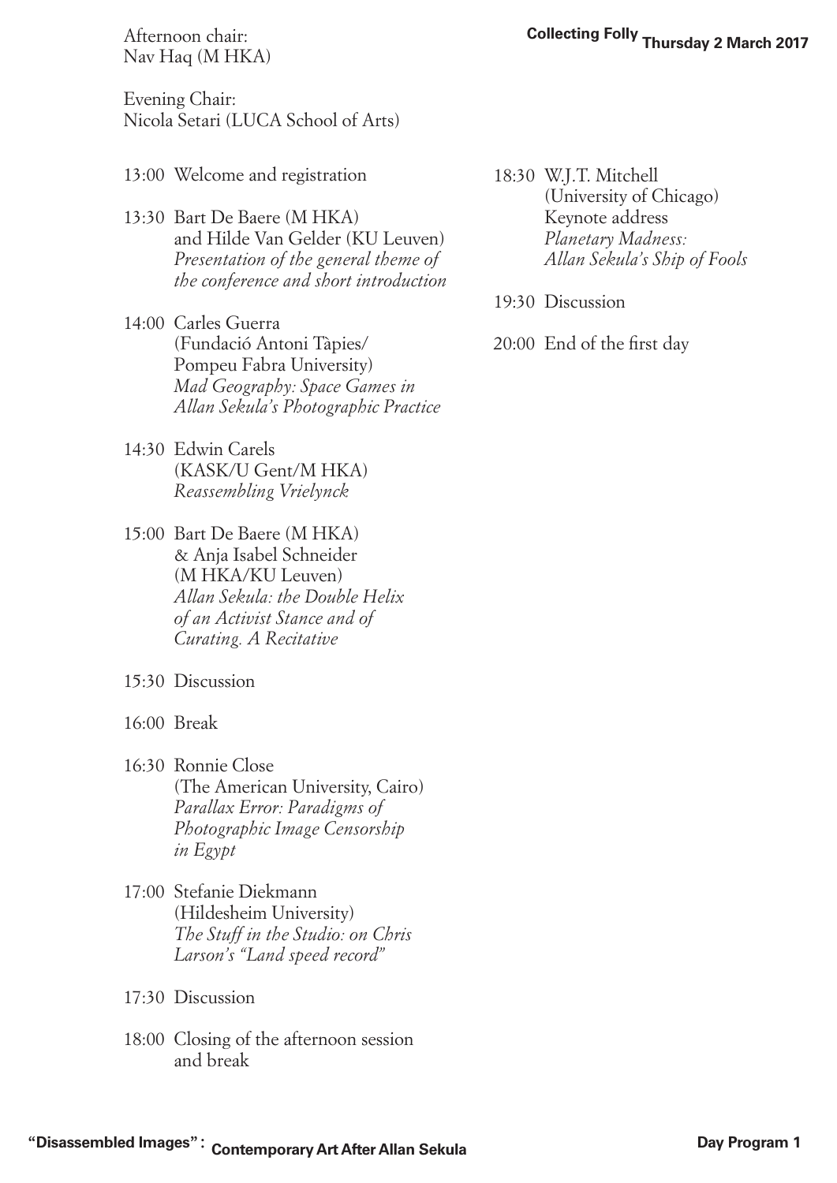Afternoon chair:
Nav Haq (M HKA)

Evening Chair:
Nicola Setari (LUCA School of Arts)

13:00 Welcome and registration

13:30 Bart De Baere (M HKA) and Hilde Van Gelder (KU Leuven)
*Presentation of the general theme of the conference and short introduction*

14:00 Carles Guerra (Fundació Antoni Tàpies/ Pompeu Fabra University)
*Mad Geography: Space Games in Allan Sekula's Photographic Practice*

14:30 Edwin Carels (KASK/U Gent/M HKA)
*Reassembling Vrielynck*

15:00 Bart De Baere (M HKA) & Anja Isabel Schneider (M HKA/KU Leuven)
*Allan Sekula: the Double Helix of an Activist Stance and of Curating. A Recitative*

15:30 Discussion

16:00 Break

16:30 Ronnie Close (The American University, Cairo)
*Parallax Error: Paradigms of Photographic Image Censorship in Egypt*

17:00 Stefanie Diekmann (Hildesheim University)
*The Stuff in the Studio: on Chris Larson's "Land speed record"*

17:30 Discussion

18:00 Closing of the afternoon session and break

18:30 W.J.T. Mitchell (University of Chicago)
Keynote address
*Planetary Madness: Allan Sekula's Ship of Fools*

19:30 Discussion

20:00 End of the first day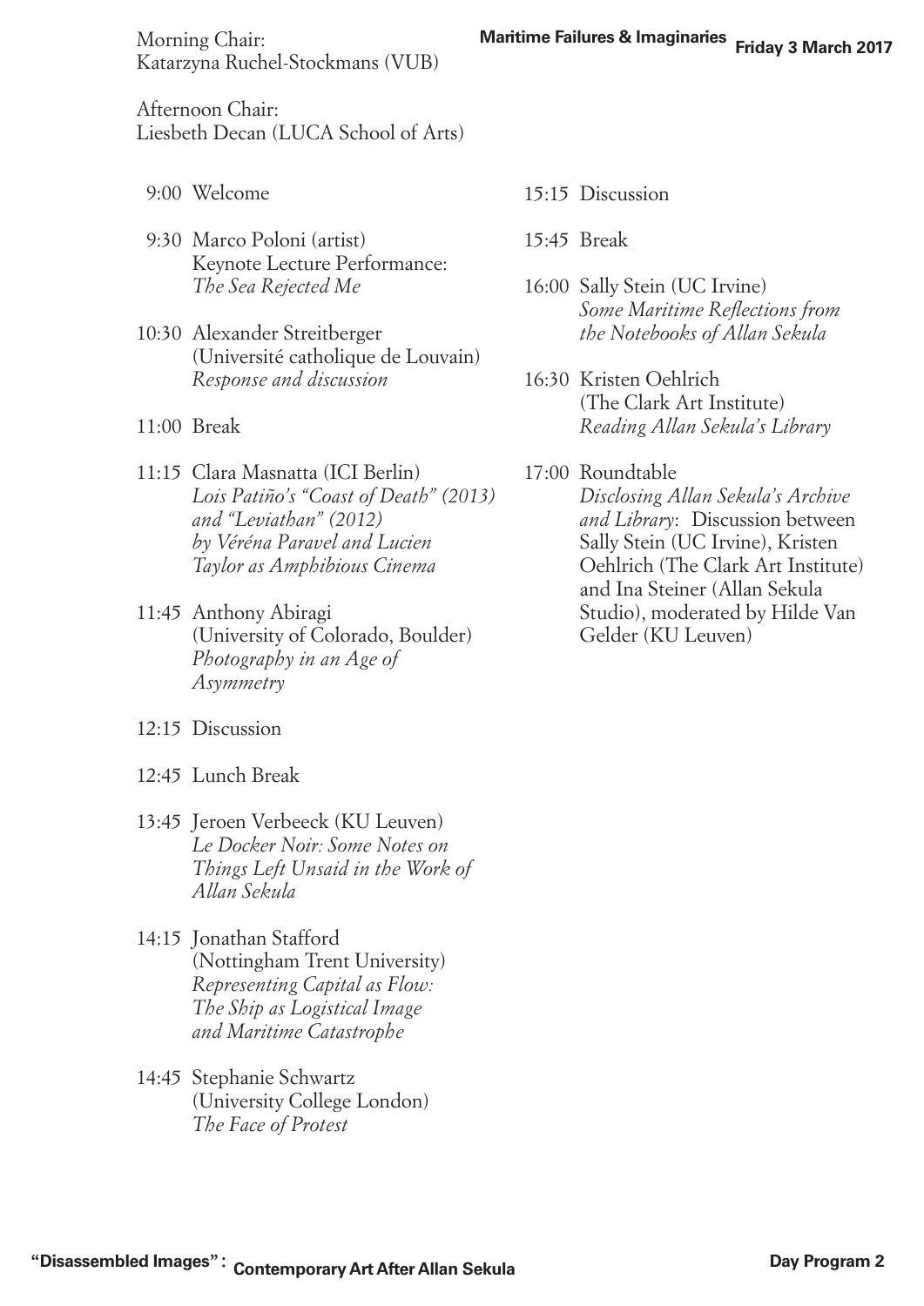Morning Chair:
Katarzyna Ruchel-Stockmans (VUB)

Afternoon Chair:
Liesbeth Decan (LUCA School of Arts)

9:00 Welcome

9:30 Marco Poloni (artist)
Keynote Lecture Performance:
*The Sea Rejected Me*

10:30 Alexander Streitberger
(Université catholique de Louvain)
*Response and discussion*

11:00 Break

11:15 Clara Masnatta (ICI Berlin)
*Lois Patiño's "Coast of Death" (2013) and "Leviathan" (2012) by Véréna Paravel and Lucien Taylor as Amphibious Cinema*

11:45 Anthony Abiragi
(University of Colorado, Boulder)
*Photography in an Age of Asymmetry*

12:15 Discussion

12:45 Lunch Break

13:45 Jeroen Verbeeck (KU Leuven)
*Le Docker Noir: Some Notes on Things Left Unsaid in the Work of Allan Sekula*

14:15 Jonathan Stafford
(Nottingham Trent University)
*Representing Capital as Flow: The Ship as Logistical Image and Maritime Catastrophe*

14:45 Stephanie Schwartz
(University College London)
*The Face of Protest*

15:15 Discussion

15:45 Break

16:00 Sally Stein (UC Irvine)
*Some Maritime Reflections from the Notebooks of Allan Sekula*

16:30 Kristen Oehlrich
(The Clark Art Institute)
*Reading Allan Sekula's Library*

17:00 Roundtable
*Disclosing Allan Sekula's Archive and Library*: Discussion between Sally Stein (UC Irvine), Kristen Oehlrich (The Clark Art Institute) and Ina Steiner (Allan Sekula Studio), moderated by Hilde Van Gelder (KU Leuven)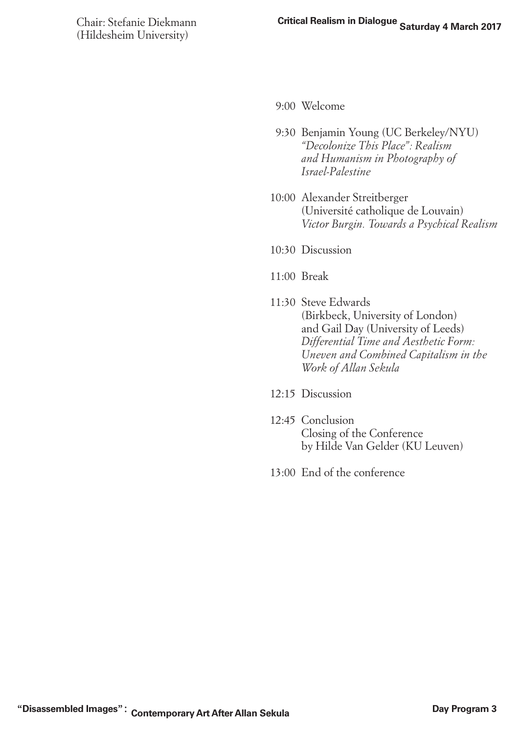Chair: Stefanie Diekmann (Hildesheim University)

## Critical Realism in Dialogue — Saturday 4 March 2017

9:00 Welcome

9:30 Benjamin Young (UC Berkeley/NYU)
*"Decolonize This Place": Realism and Humanism in Photography of Israel-Palestine*

10:00 Alexander Streitberger (Université catholique de Louvain)
*Victor Burgin. Towards a Psychical Realism*

10:30 Discussion

11:00 Break

11:30 Steve Edwards (Birkbeck, University of London) and Gail Day (University of Leeds)
*Differential Time and Aesthetic Form: Uneven and Combined Capitalism in the Work of Allan Sekula*

12:15 Discussion

12:45 Conclusion
Closing of the Conference by Hilde Van Gelder (KU Leuven)

13:00 End of the conference